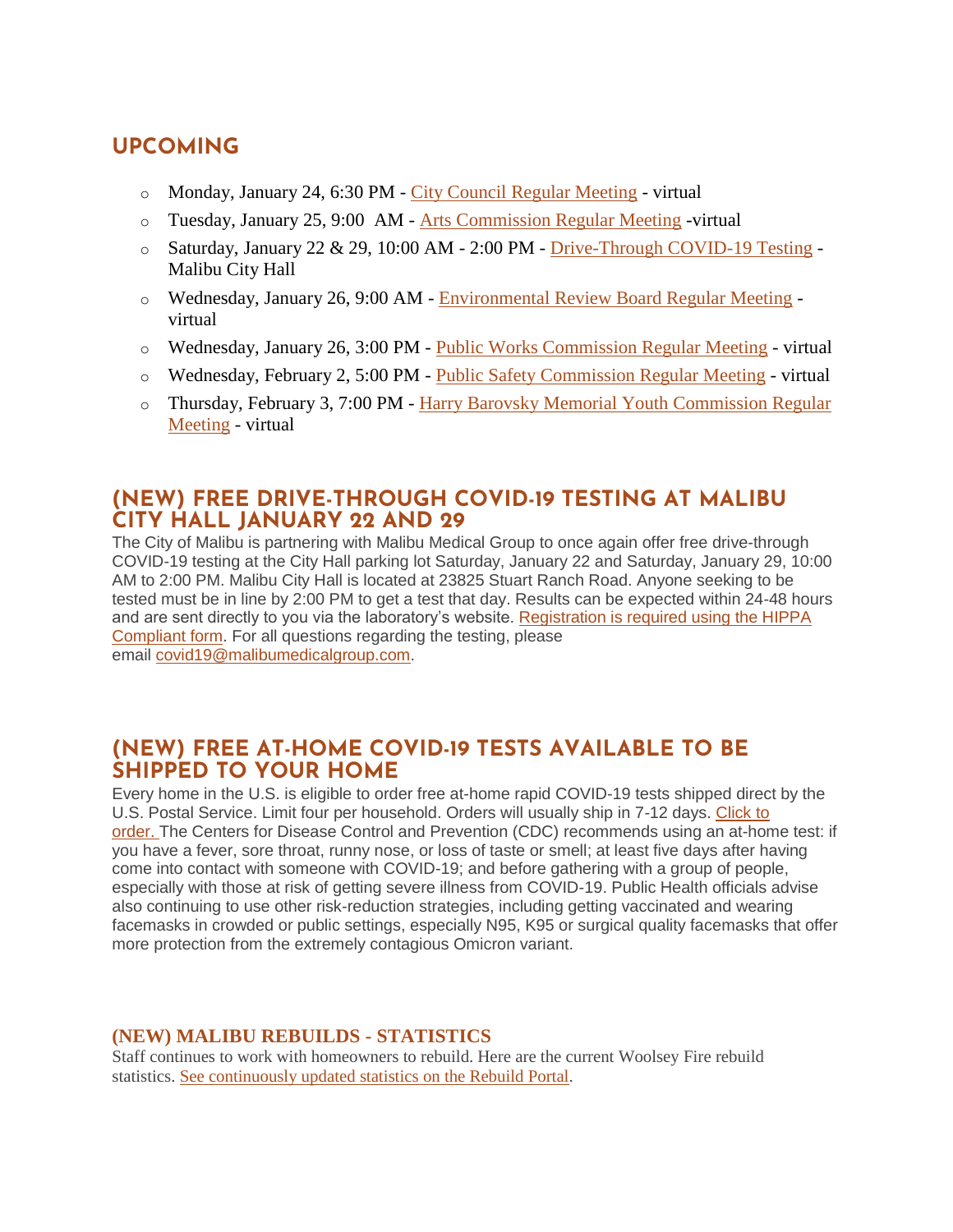## UPCOMING

- Monday, January 24, 6:30 PM - City Council Regular Meeting - virtual
- Tuesday, January 25, 9:00 AM - Arts Commission Regular Meeting -virtual
- Saturday, January 22 & 29, 10:00 AM - 2:00 PM - Drive-Through COVID-19 Testing - Malibu City Hall
- Wednesday, January 26, 9:00 AM - Environmental Review Board Regular Meeting - virtual
- Wednesday, January 26, 3:00 PM - Public Works Commission Regular Meeting - virtual
- Wednesday, February 2, 5:00 PM - Public Safety Commission Regular Meeting - virtual
- Thursday, February 3, 7:00 PM - Harry Barovsky Memorial Youth Commission Regular Meeting - virtual

## (NEW) FREE DRIVE-THROUGH COVID-19 TESTING AT MALIBU CITY HALL JANUARY 22 AND 29

The City of Malibu is partnering with Malibu Medical Group to once again offer free drive-through COVID-19 testing at the City Hall parking lot Saturday, January 22 and Saturday, January 29, 10:00 AM to 2:00 PM. Malibu City Hall is located at 23825 Stuart Ranch Road. Anyone seeking to be tested must be in line by 2:00 PM to get a test that day. Results can be expected within 24-48 hours and are sent directly to you via the laboratory's website. Registration is required using the HIPPA Compliant form. For all questions regarding the testing, please email covid19@malibumedicalgroup.com.

## (NEW) FREE AT-HOME COVID-19 TESTS AVAILABLE TO BE SHIPPED TO YOUR HOME

Every home in the U.S. is eligible to order free at-home rapid COVID-19 tests shipped direct by the U.S. Postal Service. Limit four per household. Orders will usually ship in 7-12 days. Click to order. The Centers for Disease Control and Prevention (CDC) recommends using an at-home test: if you have a fever, sore throat, runny nose, or loss of taste or smell; at least five days after having come into contact with someone with COVID-19; and before gathering with a group of people, especially with those at risk of getting severe illness from COVID-19. Public Health officials advise also continuing to use other risk-reduction strategies, including getting vaccinated and wearing facemasks in crowded or public settings, especially N95, K95 or surgical quality facemasks that offer more protection from the extremely contagious Omicron variant.

### (NEW) MALIBU REBUILDS - STATISTICS

Staff continues to work with homeowners to rebuild. Here are the current Woolsey Fire rebuild statistics. See continuously updated statistics on the Rebuild Portal.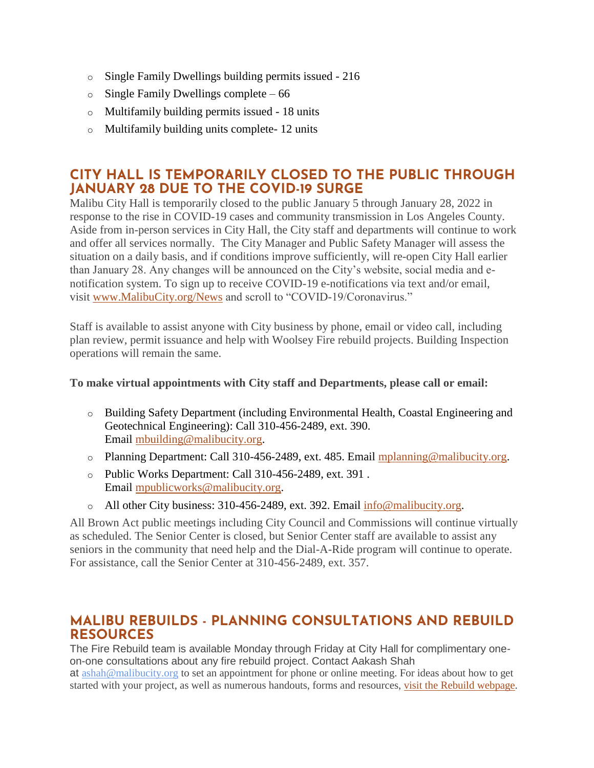- Single Family Dwellings building permits issued - 216
- Single Family Dwellings complete – 66
- Multifamily building permits issued - 18 units
- Multifamily building units complete- 12 units

## CITY HALL IS TEMPORARILY CLOSED TO THE PUBLIC THROUGH JANUARY 28 DUE TO THE COVID-19 SURGE

Malibu City Hall is temporarily closed to the public January 5 through January 28, 2022 in response to the rise in COVID-19 cases and community transmission in Los Angeles County. Aside from in-person services in City Hall, the City staff and departments will continue to work and offer all services normally. The City Manager and Public Safety Manager will assess the situation on a daily basis, and if conditions improve sufficiently, will re-open City Hall earlier than January 28. Any changes will be announced on the City's website, social media and e-notification system. To sign up to receive COVID-19 e-notifications via text and/or email, visit [www.MalibuCity.org/News](www.MalibuCity.org/News) and scroll to "COVID-19/Coronavirus."

Staff is available to assist anyone with City business by phone, email or video call, including plan review, permit issuance and help with Woolsey Fire rebuild projects. Building Inspection operations will remain the same.

**To make virtual appointments with City staff and Departments, please call or email:**

- Building Safety Department (including Environmental Health, Coastal Engineering and Geotechnical Engineering): Call 310-456-2489, ext. 390. Email [mbuilding@malibucity.org](mailto:mbuilding@malibucity.org).
- Planning Department: Call 310-456-2489, ext. 485. Email [mplanning@malibucity.org](mailto:mplanning@malibucity.org).
- Public Works Department: Call 310-456-2489, ext. 391 . Email [mpublicworks@malibucity.org](mailto:mpublicworks@malibucity.org).
- All other City business: 310-456-2489, ext. 392. Email [info@malibucity.org](mailto:info@malibucity.org).

All Brown Act public meetings including City Council and Commissions will continue virtually as scheduled. The Senior Center is closed, but Senior Center staff are available to assist any seniors in the community that need help and the Dial-A-Ride program will continue to operate. For assistance, call the Senior Center at 310-456-2489, ext. 357.

## MALIBU REBUILDS - PLANNING CONSULTATIONS AND REBUILD RESOURCES

The Fire Rebuild team is available Monday through Friday at City Hall for complimentary one-on-one consultations about any fire rebuild project. Contact Aakash Shah at [ashah@malibucity.org](mailto:ashah@malibucity.org) to set an appointment for phone or online meeting. For ideas about how to get started with your project, as well as numerous handouts, forms and resources, visit the Rebuild webpage.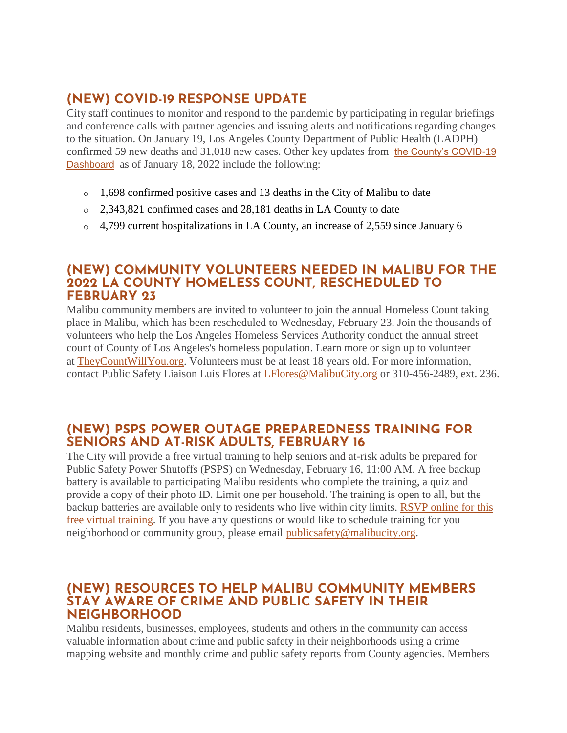## (NEW) COVID-19 RESPONSE UPDATE

City staff continues to monitor and respond to the pandemic by participating in regular briefings and conference calls with partner agencies and issuing alerts and notifications regarding changes to the situation. On January 19, Los Angeles County Department of Public Health (LADPH) confirmed 59 new deaths and 31,018 new cases. Other key updates from the County's COVID-19 Dashboard as of January 18, 2022 include the following:

- 1,698 confirmed positive cases and 13 deaths in the City of Malibu to date
- 2,343,821 confirmed cases and 28,181 deaths in LA County to date
- 4,799 current hospitalizations in LA County, an increase of 2,559 since January 6

## (NEW) COMMUNITY VOLUNTEERS NEEDED IN MALIBU FOR THE 2022 LA COUNTY HOMELESS COUNT, RESCHEDULED TO FEBRUARY 23

Malibu community members are invited to volunteer to join the annual Homeless Count taking place in Malibu, which has been rescheduled to Wednesday, February 23. Join the thousands of volunteers who help the Los Angeles Homeless Services Authority conduct the annual street count of County of Los Angeles's homeless population. Learn more or sign up to volunteer at TheyCountWillYou.org. Volunteers must be at least 18 years old. For more information, contact Public Safety Liaison Luis Flores at LFlores@MalibuCity.org or 310-456-2489, ext. 236.

## (NEW) PSPS POWER OUTAGE PREPAREDNESS TRAINING FOR SENIORS AND AT-RISK ADULTS, FEBRUARY 16

The City will provide a free virtual training to help seniors and at-risk adults be prepared for Public Safety Power Shutoffs (PSPS) on Wednesday, February 16, 11:00 AM. A free backup battery is available to participating Malibu residents who complete the training, a quiz and provide a copy of their photo ID. Limit one per household. The training is open to all, but the backup batteries are available only to residents who live within city limits. RSVP online for this free virtual training. If you have any questions or would like to schedule training for you neighborhood or community group, please email publicsafety@malibucity.org.

## (NEW) RESOURCES TO HELP MALIBU COMMUNITY MEMBERS STAY AWARE OF CRIME AND PUBLIC SAFETY IN THEIR NEIGHBORHOOD

Malibu residents, businesses, employees, students and others in the community can access valuable information about crime and public safety in their neighborhoods using a crime mapping website and monthly crime and public safety reports from County agencies. Members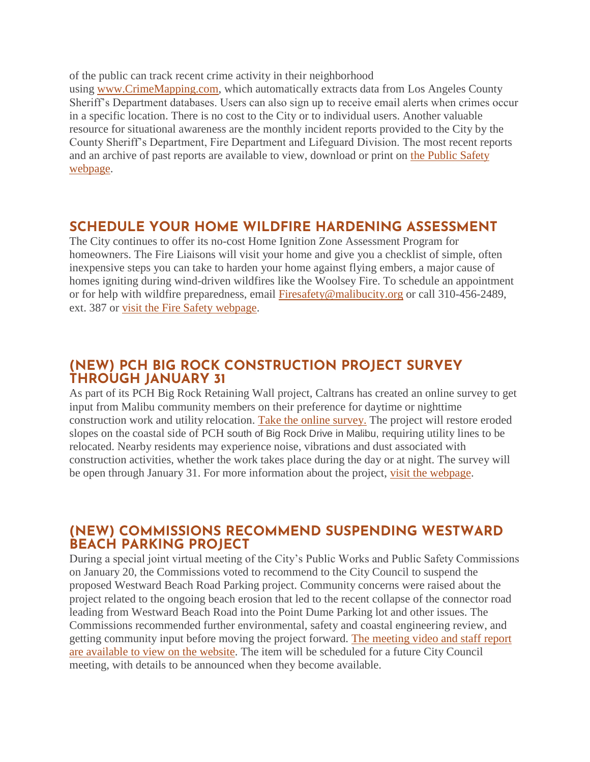of the public can track recent crime activity in their neighborhood using www.CrimeMapping.com, which automatically extracts data from Los Angeles County Sheriff's Department databases. Users can also sign up to receive email alerts when crimes occur in a specific location. There is no cost to the City or to individual users. Another valuable resource for situational awareness are the monthly incident reports provided to the City by the County Sheriff's Department, Fire Department and Lifeguard Division. The most recent reports and an archive of past reports are available to view, download or print on the Public Safety webpage.

## SCHEDULE YOUR HOME WILDFIRE HARDENING ASSESSMENT

The City continues to offer its no-cost Home Ignition Zone Assessment Program for homeowners. The Fire Liaisons will visit your home and give you a checklist of simple, often inexpensive steps you can take to harden your home against flying embers, a major cause of homes igniting during wind-driven wildfires like the Woolsey Fire. To schedule an appointment or for help with wildfire preparedness, email Firesafety@malibucity.org or call 310-456-2489, ext. 387 or visit the Fire Safety webpage.

## (NEW) PCH BIG ROCK CONSTRUCTION PROJECT SURVEY THROUGH JANUARY 31

As part of its PCH Big Rock Retaining Wall project, Caltrans has created an online survey to get input from Malibu community members on their preference for daytime or nighttime construction work and utility relocation. Take the online survey. The project will restore eroded slopes on the coastal side of PCH south of Big Rock Drive in Malibu, requiring utility lines to be relocated. Nearby residents may experience noise, vibrations and dust associated with construction activities, whether the work takes place during the day or at night. The survey will be open through January 31. For more information about the project, visit the webpage.

## (NEW) COMMISSIONS RECOMMEND SUSPENDING WESTWARD BEACH PARKING PROJECT

During a special joint virtual meeting of the City's Public Works and Public Safety Commissions on January 20, the Commissions voted to recommend to the City Council to suspend the proposed Westward Beach Road Parking project. Community concerns were raised about the project related to the ongoing beach erosion that led to the recent collapse of the connector road leading from Westward Beach Road into the Point Dume Parking lot and other issues. The Commissions recommended further environmental, safety and coastal engineering review, and getting community input before moving the project forward. The meeting video and staff report are available to view on the website. The item will be scheduled for a future City Council meeting, with details to be announced when they become available.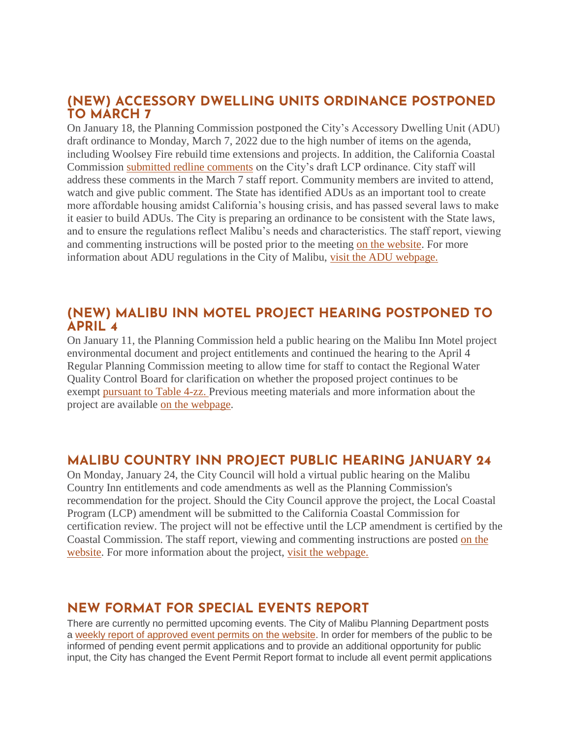## (NEW) ACCESSORY DWELLING UNITS ORDINANCE POSTPONED TO MARCH 7

On January 18, the Planning Commission postponed the City's Accessory Dwelling Unit (ADU) draft ordinance to Monday, March 7, 2022 due to the high number of items on the agenda, including Woolsey Fire rebuild time extensions and projects. In addition, the California Coastal Commission submitted redline comments on the City's draft LCP ordinance. City staff will address these comments in the March 7 staff report. Community members are invited to attend, watch and give public comment. The State has identified ADUs as an important tool to create more affordable housing amidst California's housing crisis, and has passed several laws to make it easier to build ADUs. The City is preparing an ordinance to be consistent with the State laws, and to ensure the regulations reflect Malibu's needs and characteristics. The staff report, viewing and commenting instructions will be posted prior to the meeting on the website. For more information about ADU regulations in the City of Malibu, visit the ADU webpage.

## (NEW) MALIBU INN MOTEL PROJECT HEARING POSTPONED TO APRIL 4

On January 11, the Planning Commission held a public hearing on the Malibu Inn Motel project environmental document and project entitlements and continued the hearing to the April 4 Regular Planning Commission meeting to allow time for staff to contact the Regional Water Quality Control Board for clarification on whether the proposed project continues to be exempt pursuant to Table 4-zz. Previous meeting materials and more information about the project are available on the webpage.

## MALIBU COUNTRY INN PROJECT PUBLIC HEARING JANUARY 24

On Monday, January 24, the City Council will hold a virtual public hearing on the Malibu Country Inn entitlements and code amendments as well as the Planning Commission's recommendation for the project. Should the City Council approve the project, the Local Coastal Program (LCP) amendment will be submitted to the California Coastal Commission for certification review. The project will not be effective until the LCP amendment is certified by the Coastal Commission. The staff report, viewing and commenting instructions are posted on the website. For more information about the project, visit the webpage.

## NEW FORMAT FOR SPECIAL EVENTS REPORT

There are currently no permitted upcoming events. The City of Malibu Planning Department posts a weekly report of approved event permits on the website. In order for members of the public to be informed of pending event permit applications and to provide an additional opportunity for public input, the City has changed the Event Permit Report format to include all event permit applications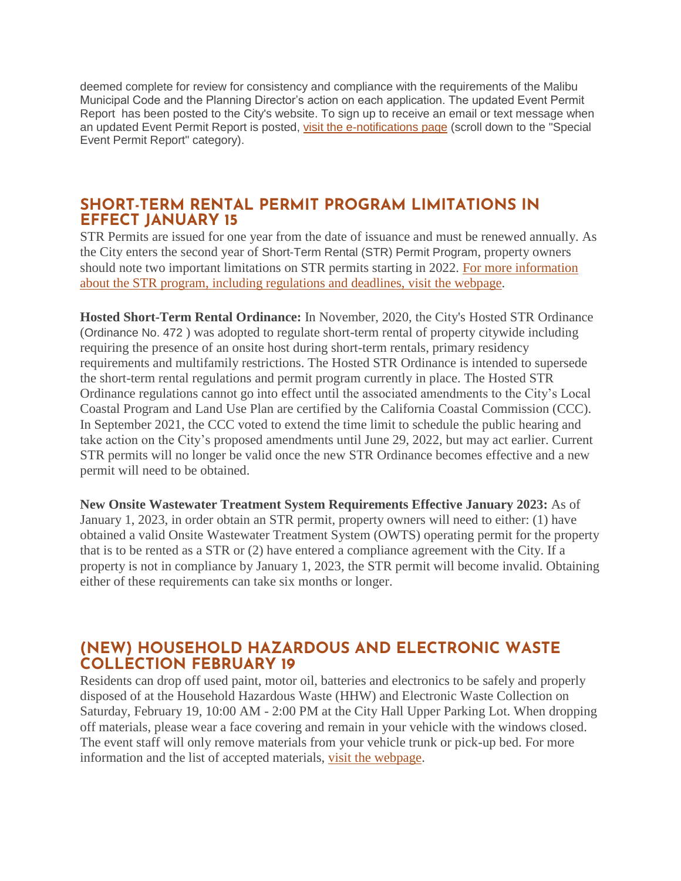deemed complete for review for consistency and compliance with the requirements of the Malibu Municipal Code and the Planning Director's action on each application. The updated Event Permit Report has been posted to the City's website. To sign up to receive an email or text message when an updated Event Permit Report is posted, visit the e-notifications page (scroll down to the "Special Event Permit Report" category).

## SHORT-TERM RENTAL PERMIT PROGRAM LIMITATIONS IN EFFECT JANUARY 15

STR Permits are issued for one year from the date of issuance and must be renewed annually. As the City enters the second year of Short-Term Rental (STR) Permit Program, property owners should note two important limitations on STR permits starting in 2022. For more information about the STR program, including regulations and deadlines, visit the webpage.

**Hosted Short-Term Rental Ordinance:** In November, 2020, the City's Hosted STR Ordinance (Ordinance No. 472 ) was adopted to regulate short-term rental of property citywide including requiring the presence of an onsite host during short-term rentals, primary residency requirements and multifamily restrictions. The Hosted STR Ordinance is intended to supersede the short-term rental regulations and permit program currently in place. The Hosted STR Ordinance regulations cannot go into effect until the associated amendments to the City's Local Coastal Program and Land Use Plan are certified by the California Coastal Commission (CCC). In September 2021, the CCC voted to extend the time limit to schedule the public hearing and take action on the City's proposed amendments until June 29, 2022, but may act earlier. Current STR permits will no longer be valid once the new STR Ordinance becomes effective and a new permit will need to be obtained.

**New Onsite Wastewater Treatment System Requirements Effective January 2023:** As of January 1, 2023, in order obtain an STR permit, property owners will need to either: (1) have obtained a valid Onsite Wastewater Treatment System (OWTS) operating permit for the property that is to be rented as a STR or (2) have entered a compliance agreement with the City. If a property is not in compliance by January 1, 2023, the STR permit will become invalid. Obtaining either of these requirements can take six months or longer.

## (NEW) HOUSEHOLD HAZARDOUS AND ELECTRONIC WASTE COLLECTION FEBRUARY 19

Residents can drop off used paint, motor oil, batteries and electronics to be safely and properly disposed of at the Household Hazardous Waste (HHW) and Electronic Waste Collection on Saturday, February 19, 10:00 AM - 2:00 PM at the City Hall Upper Parking Lot. When dropping off materials, please wear a face covering and remain in your vehicle with the windows closed. The event staff will only remove materials from your vehicle trunk or pick-up bed. For more information and the list of accepted materials, visit the webpage.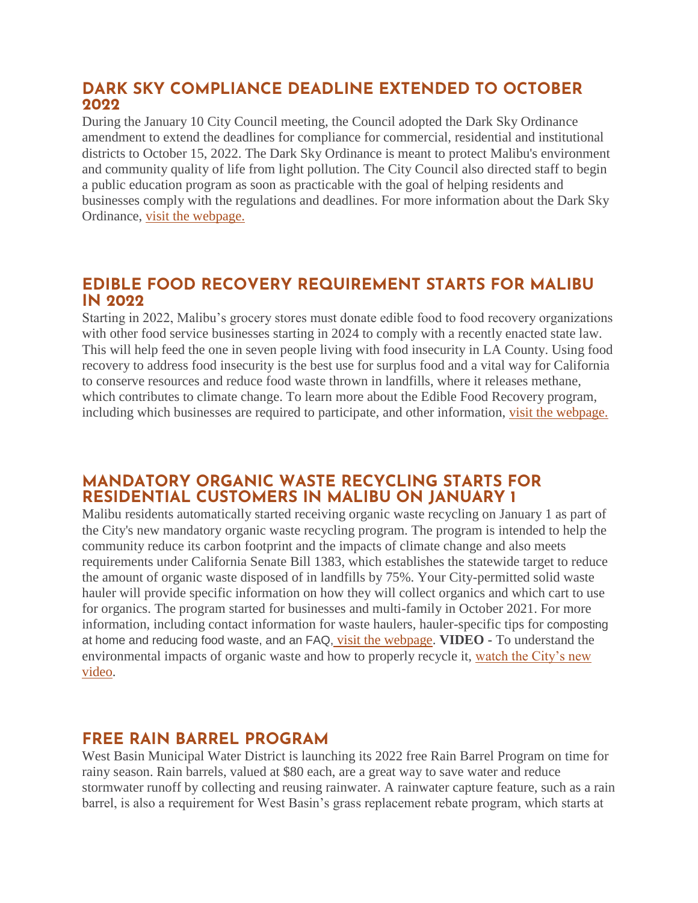## DARK SKY COMPLIANCE DEADLINE EXTENDED TO OCTOBER 2022

During the January 10 City Council meeting, the Council adopted the Dark Sky Ordinance amendment to extend the deadlines for compliance for commercial, residential and institutional districts to October 15, 2022. The Dark Sky Ordinance is meant to protect Malibu's environment and community quality of life from light pollution. The City Council also directed staff to begin a public education program as soon as practicable with the goal of helping residents and businesses comply with the regulations and deadlines. For more information about the Dark Sky Ordinance, visit the webpage.

## EDIBLE FOOD RECOVERY REQUIREMENT STARTS FOR MALIBU IN 2022

Starting in 2022, Malibu's grocery stores must donate edible food to food recovery organizations with other food service businesses starting in 2024 to comply with a recently enacted state law. This will help feed the one in seven people living with food insecurity in LA County. Using food recovery to address food insecurity is the best use for surplus food and a vital way for California to conserve resources and reduce food waste thrown in landfills, where it releases methane, which contributes to climate change. To learn more about the Edible Food Recovery program, including which businesses are required to participate, and other information, visit the webpage.

## MANDATORY ORGANIC WASTE RECYCLING STARTS FOR RESIDENTIAL CUSTOMERS IN MALIBU ON JANUARY 1

Malibu residents automatically started receiving organic waste recycling on January 1 as part of the City's new mandatory organic waste recycling program. The program is intended to help the community reduce its carbon footprint and the impacts of climate change and also meets requirements under California Senate Bill 1383, which establishes the statewide target to reduce the amount of organic waste disposed of in landfills by 75%. Your City-permitted solid waste hauler will provide specific information on how they will collect organics and which cart to use for organics. The program started for businesses and multi-family in October 2021. For more information, including contact information for waste haulers, hauler-specific tips for composting at home and reducing food waste, and an FAQ, visit the webpage. **VIDEO** - To understand the environmental impacts of organic waste and how to properly recycle it, watch the City's new video.

## FREE RAIN BARREL PROGRAM

West Basin Municipal Water District is launching its 2022 free Rain Barrel Program on time for rainy season. Rain barrels, valued at $80 each, are a great way to save water and reduce stormwater runoff by collecting and reusing rainwater. A rainwater capture feature, such as a rain barrel, is also a requirement for West Basin's grass replacement rebate program, which starts at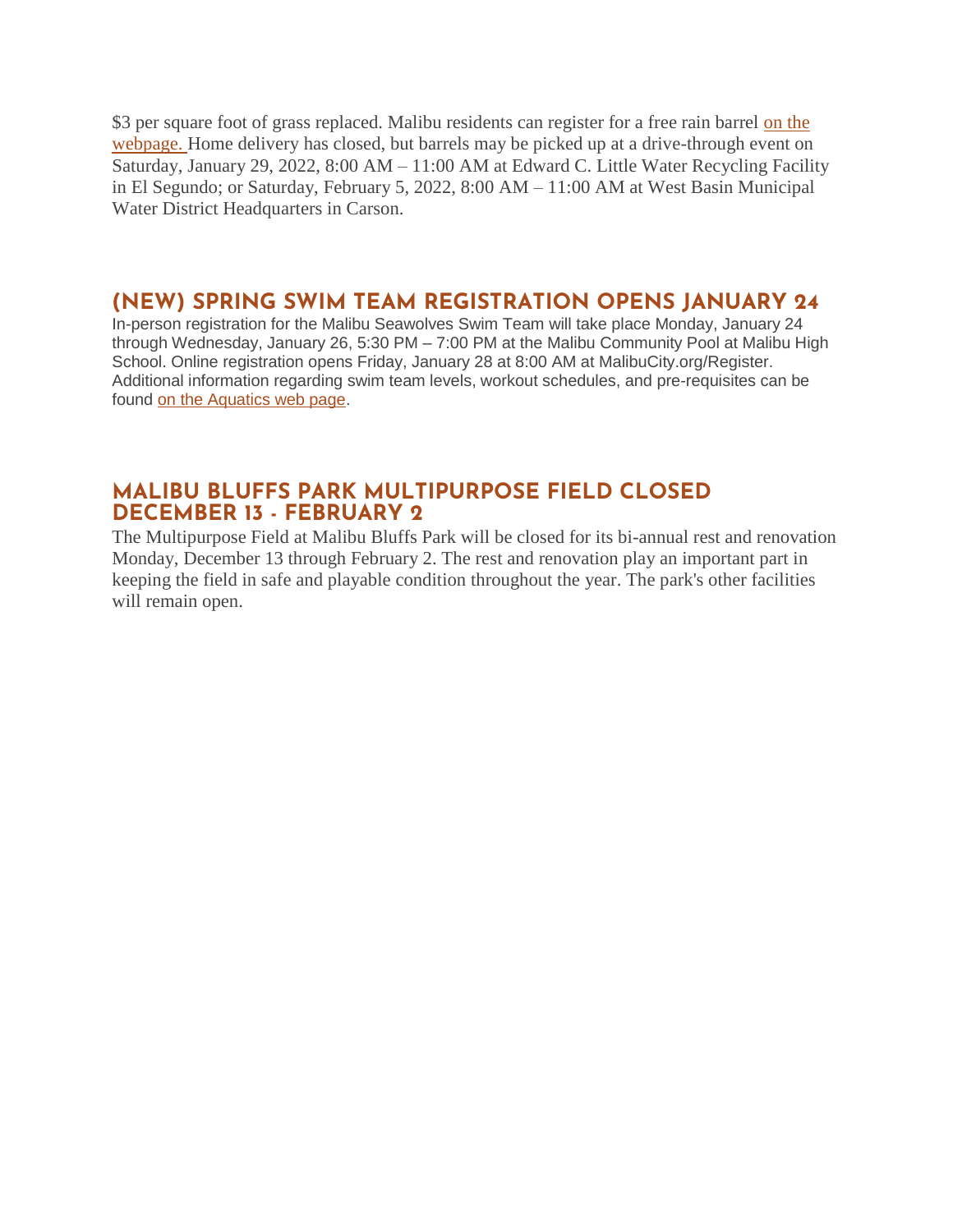$3 per square foot of grass replaced. Malibu residents can register for a free rain barrel on the webpage. Home delivery has closed, but barrels may be picked up at a drive-through event on Saturday, January 29, 2022, 8:00 AM – 11:00 AM at Edward C. Little Water Recycling Facility in El Segundo; or Saturday, February 5, 2022, 8:00 AM – 11:00 AM at West Basin Municipal Water District Headquarters in Carson.

## (NEW) SPRING SWIM TEAM REGISTRATION OPENS JANUARY 24

In-person registration for the Malibu Seawolves Swim Team will take place Monday, January 24 through Wednesday, January 26, 5:30 PM – 7:00 PM at the Malibu Community Pool at Malibu High School. Online registration opens Friday, January 28 at 8:00 AM at MalibuCity.org/Register. Additional information regarding swim team levels, workout schedules, and pre-requisites can be found on the Aquatics web page.

## MALIBU BLUFFS PARK MULTIPURPOSE FIELD CLOSED DECEMBER 13 - FEBRUARY 2

The Multipurpose Field at Malibu Bluffs Park will be closed for its bi-annual rest and renovation Monday, December 13 through February 2. The rest and renovation play an important part in keeping the field in safe and playable condition throughout the year. The park's other facilities will remain open.